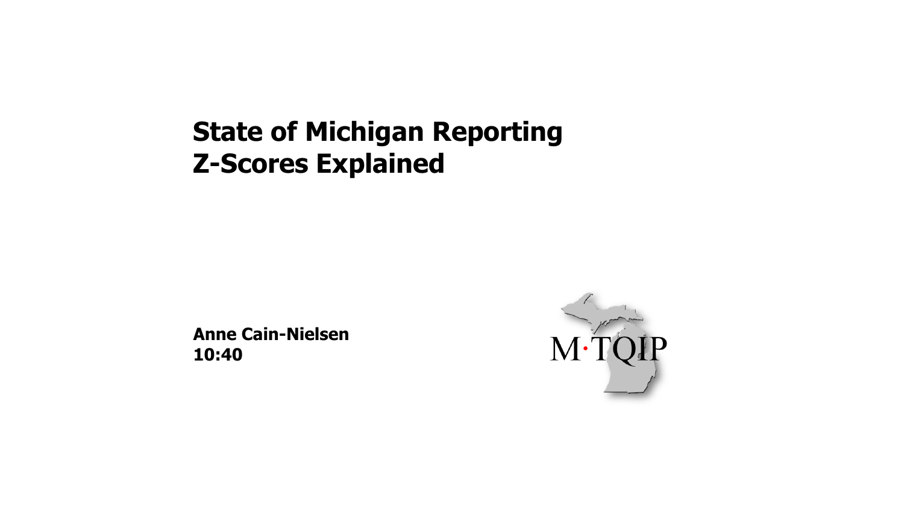# State of Michigan Reporting
# Z-Scores Explained

**Anne Cain-Nielsen**
**10:40**

M·TQIP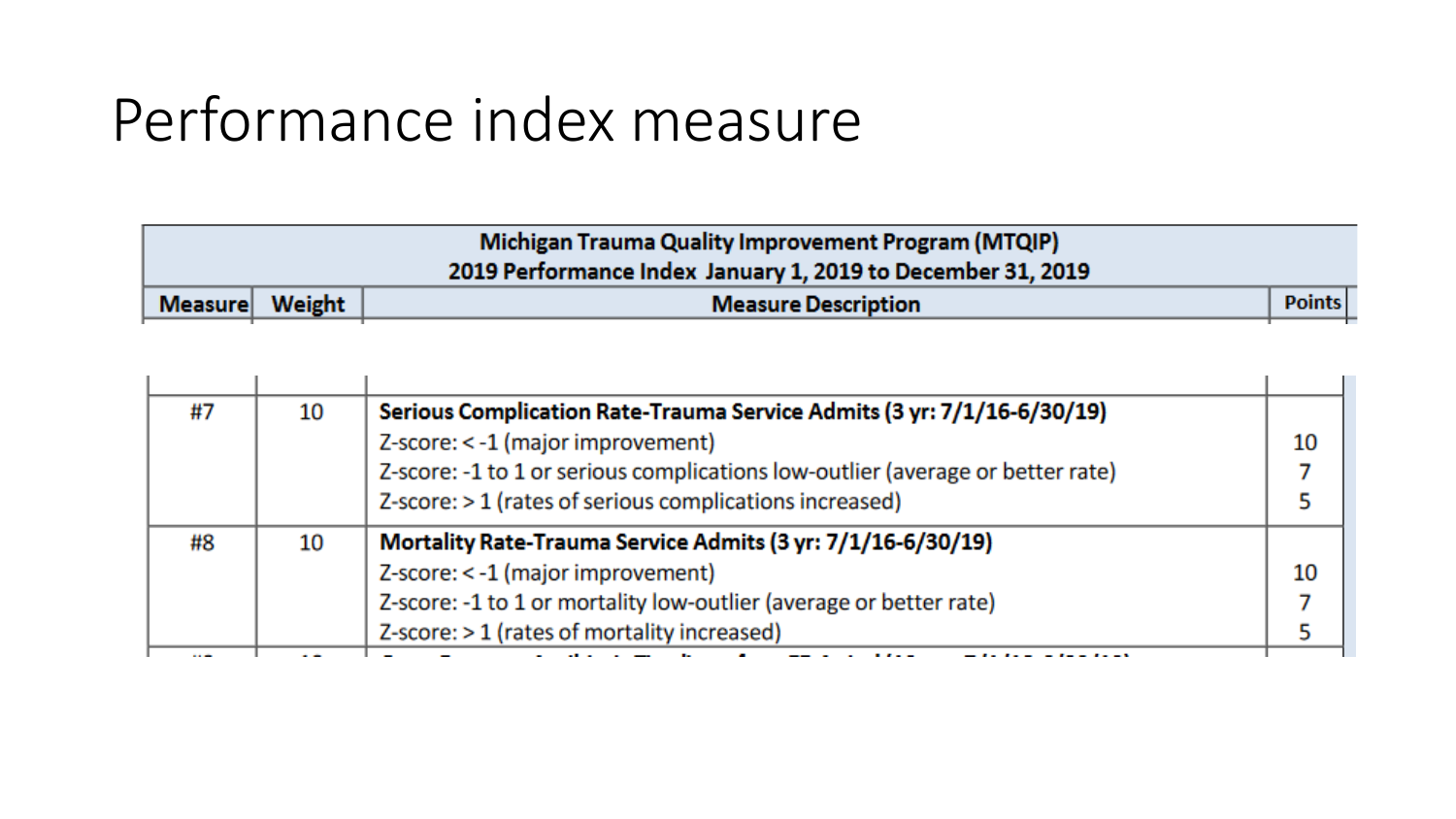# Performance index measure

| Michigan Trauma Quality Improvement Program (MTQIP)<br>2019 Performance Index January 1, 2019 to December 31, 2019 | | | |
|---|---|---|---|
| **Measure** | **Weight** | **Measure Description** | **Points** |
| #7 | 10 | **Serious Complication Rate-Trauma Service Admits (3 yr: 7/1/16-6/30/19)** | |
| | | Z-score: < -1 (major improvement) | 10 |
| | | Z-score: -1 to 1 or serious complications low-outlier (average or better rate) | 7 |
| | | Z-score: > 1 (rates of serious complications increased) | 5 |
| #8 | 10 | **Mortality Rate-Trauma Service Admits (3 yr: 7/1/16-6/30/19)** | |
| | | Z-score: < -1 (major improvement) | 10 |
| | | Z-score: -1 to 1 or mortality low-outlier (average or better rate) | 7 |
| | | Z-score: > 1 (rates of mortality increased) | 5 |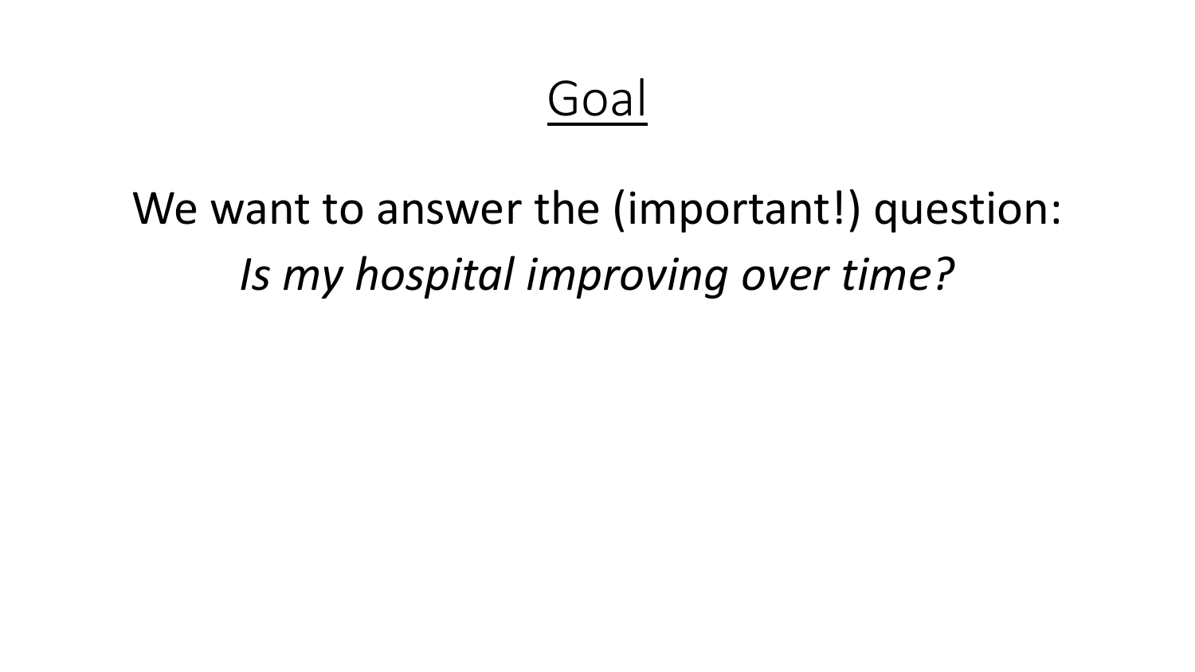# Goal

We want to answer the (important!) question:

*Is my hospital improving over time?*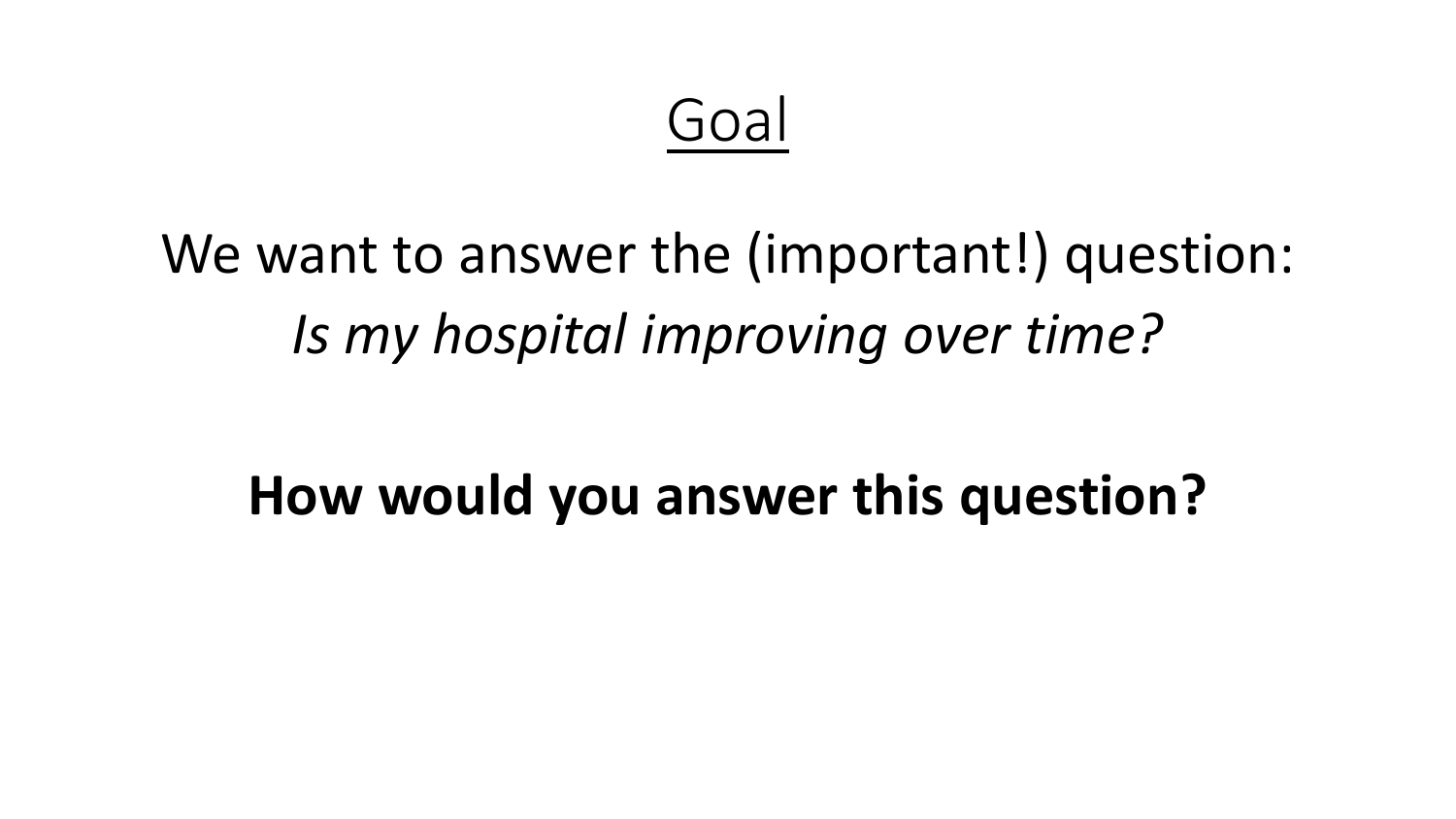# Goal

We want to answer the (important!) question:

*Is my hospital improving over time?*

**How would you answer this question?**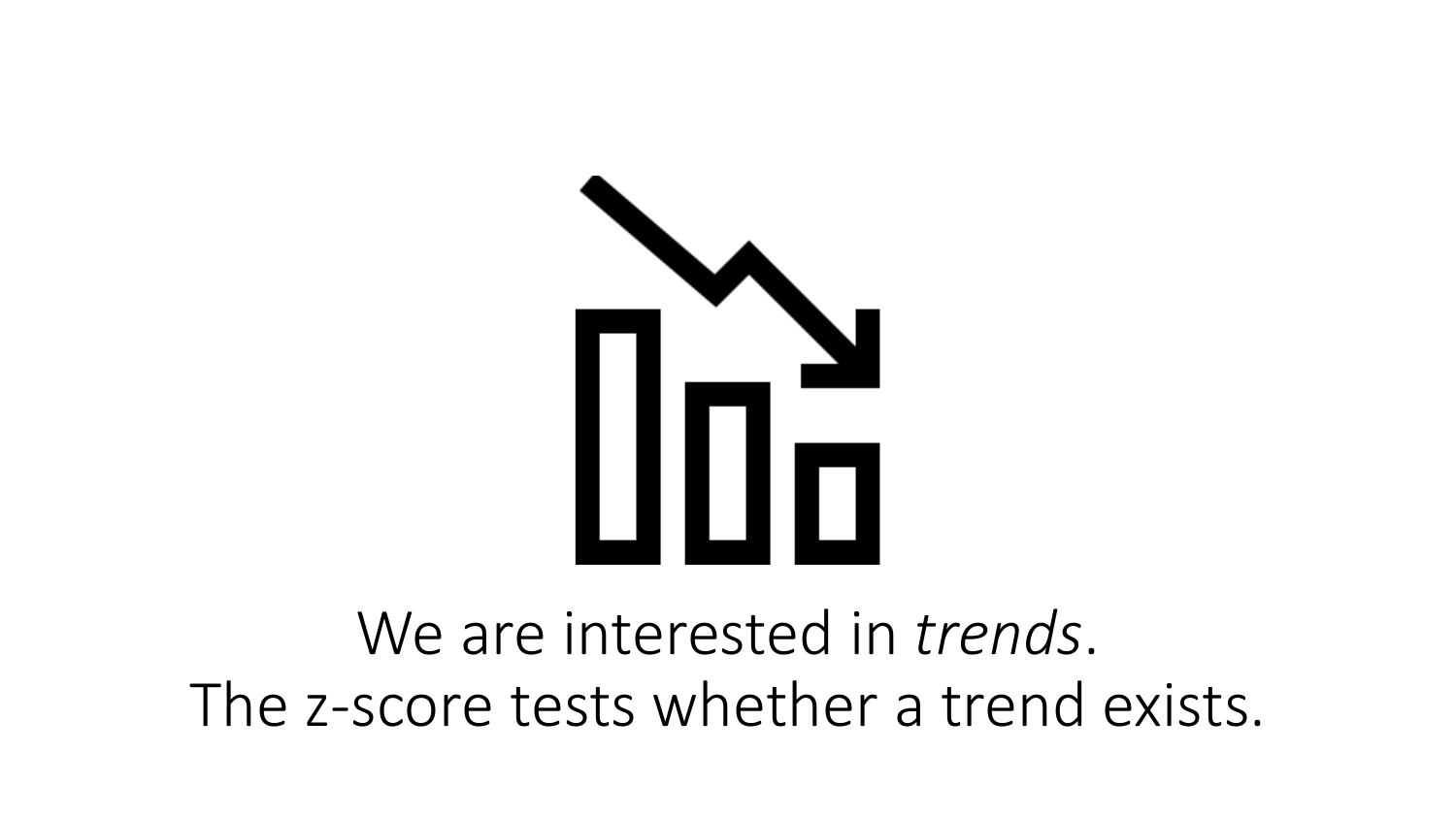We are interested in *trends*.
The z-score tests whether a trend exists.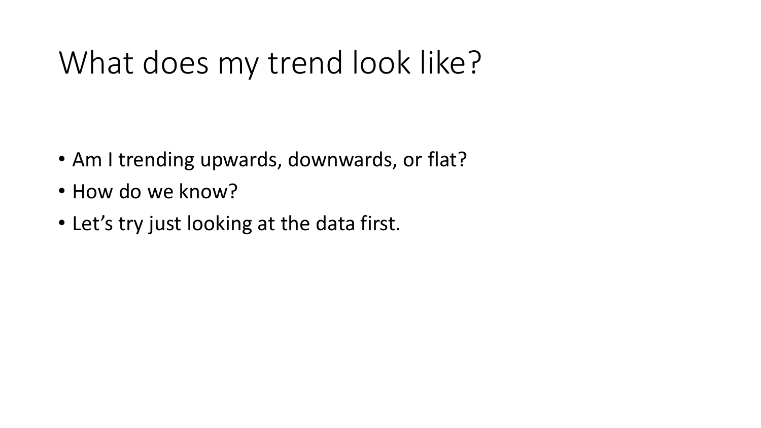# What does my trend look like?

- Am I trending upwards, downwards, or flat?
- How do we know?
- Let’s try just looking at the data first.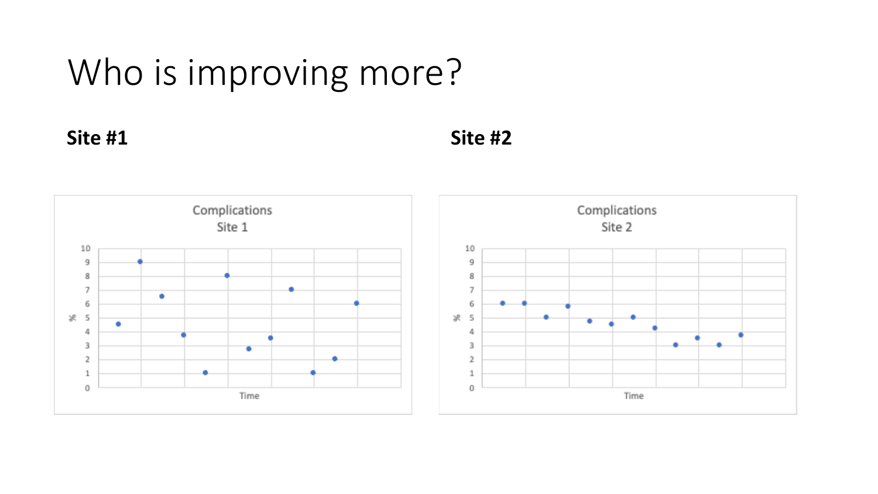# Who is improving more?

**Site #1**

Complications
Site 1

**Site #2**

Complications
Site 2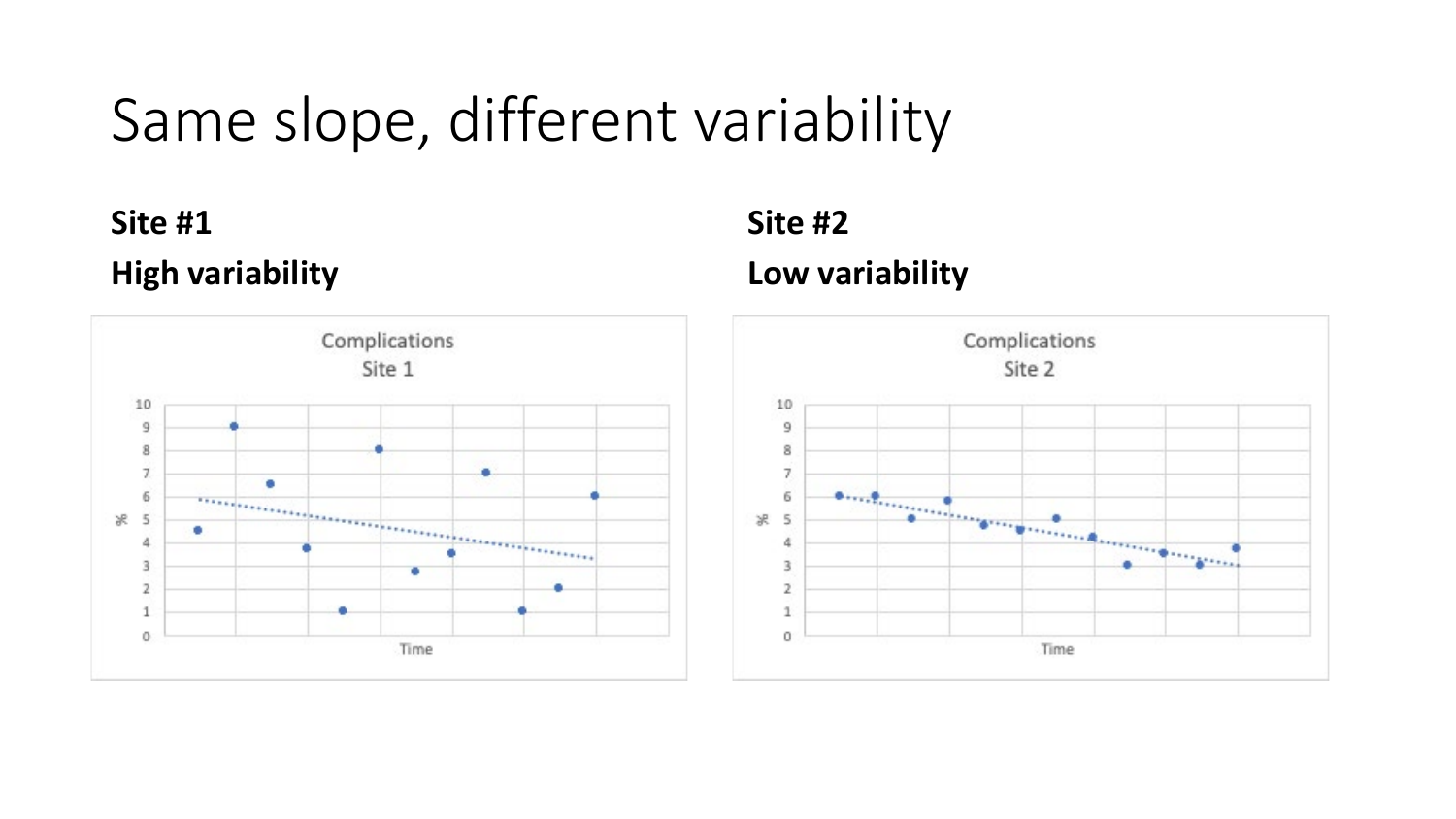# Same slope, different variability

**Site #1**

**High variability**

**Site #2**

**Low variability**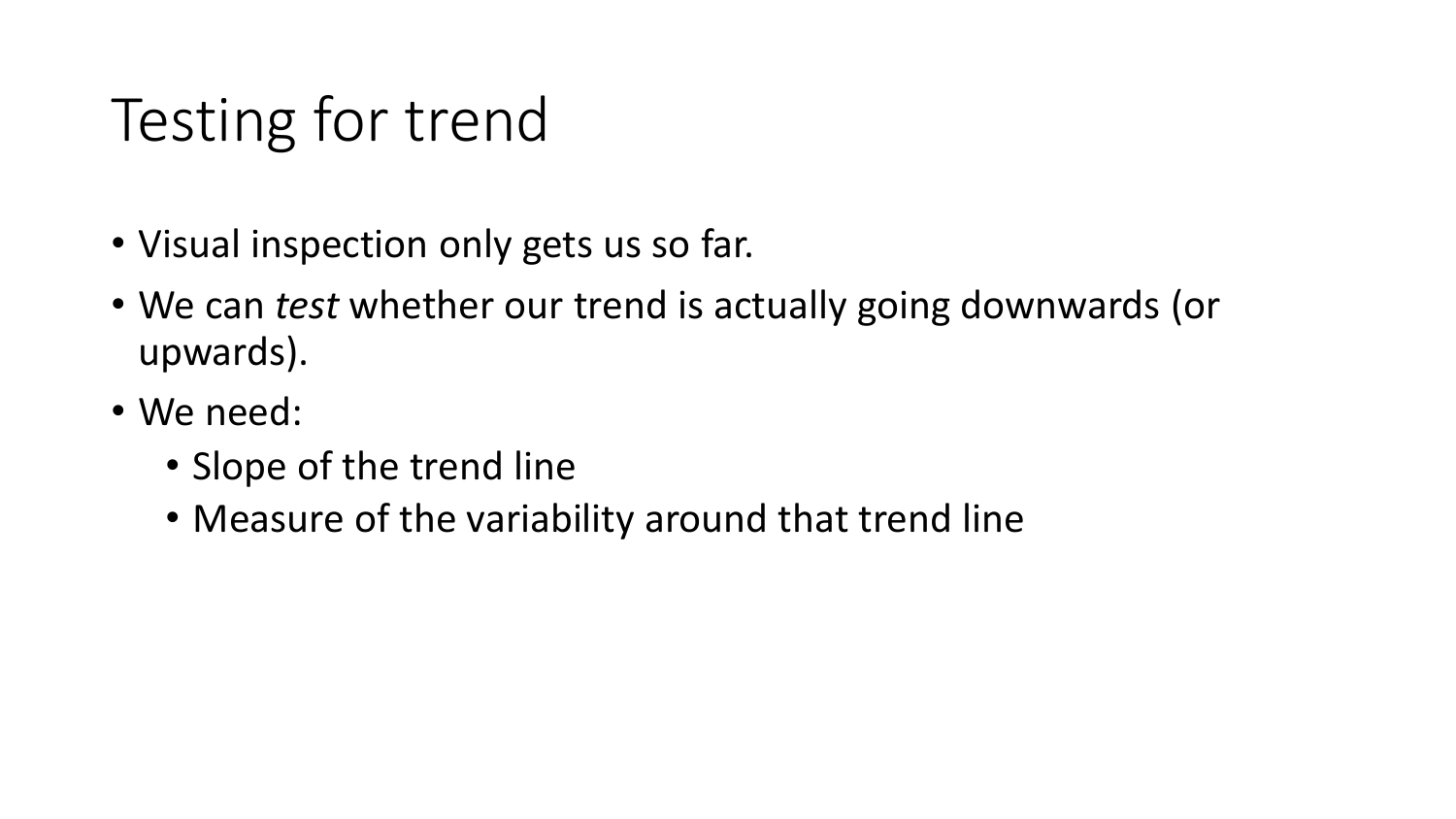# Testing for trend

- Visual inspection only gets us so far.
- We can *test* whether our trend is actually going downwards (or upwards).
- We need:
  - Slope of the trend line
  - Measure of the variability around that trend line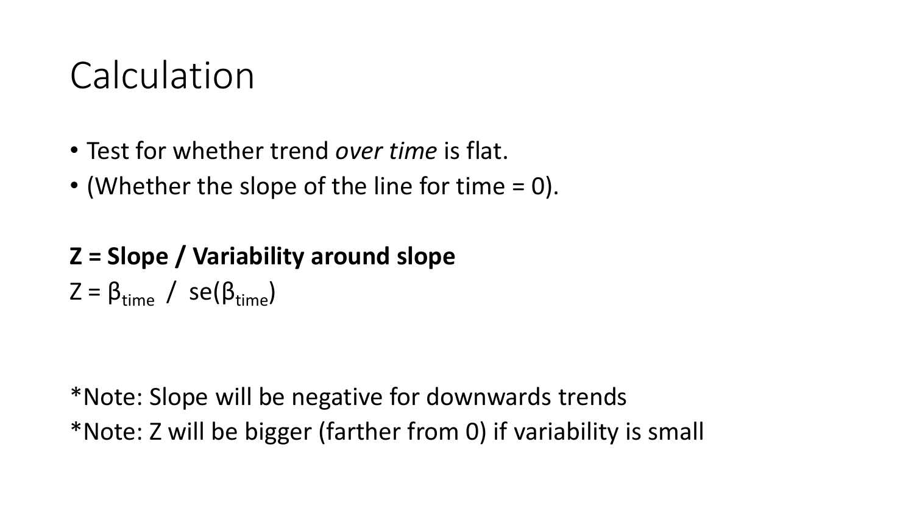# Calculation

- Test for whether trend *over time* is flat.
- (Whether the slope of the line for time = 0).

**Z = Slope / Variability around slope**

$Z = \beta_{time} \ / \ se(\beta_{time})$

*Note: Slope will be negative for downwards trends

*Note: Z will be bigger (farther from 0) if variability is small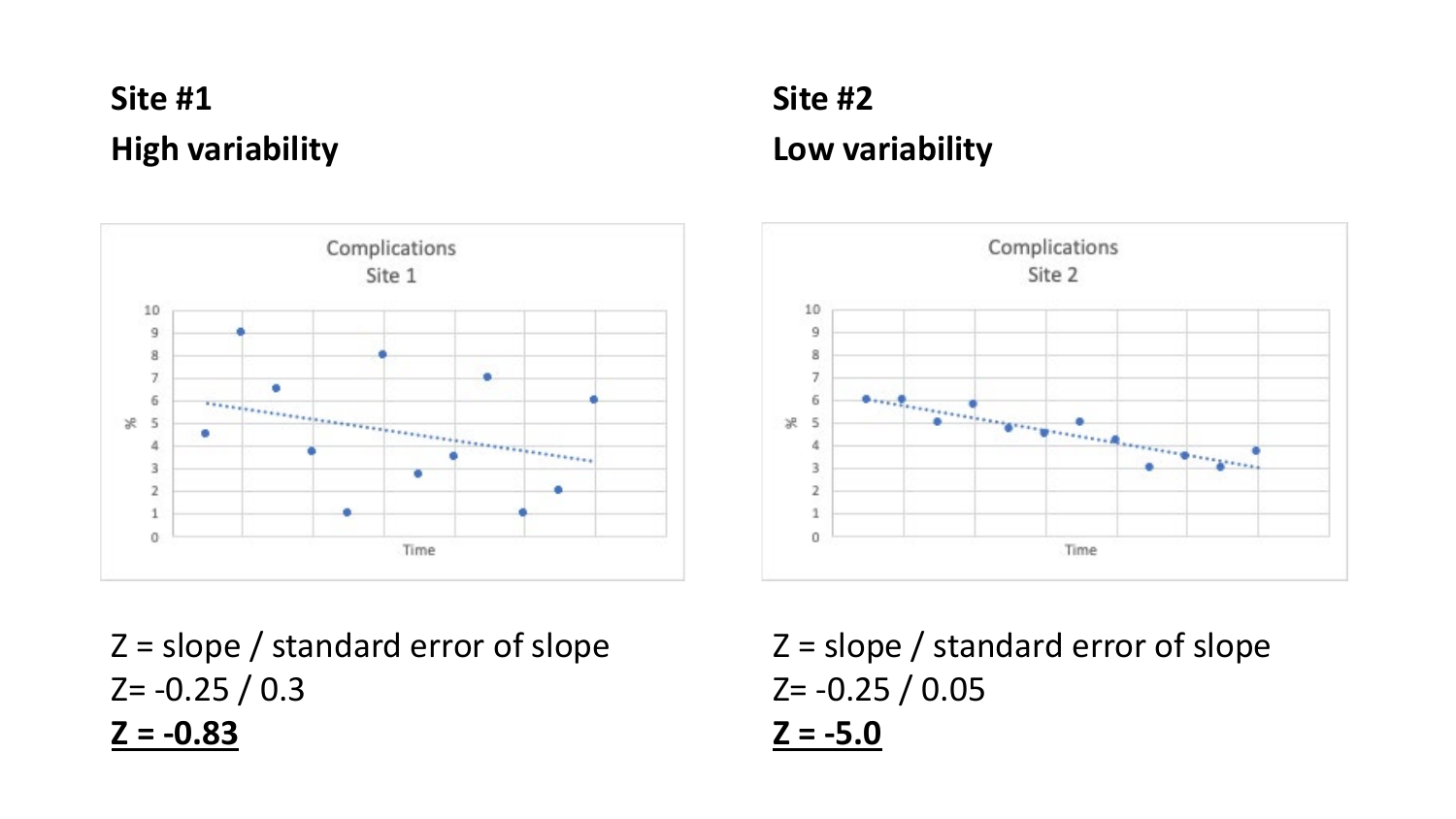**Site #1**

**High variability**

Z = slope / standard error of slope

Z= -0.25 / 0.3

<u>**Z = -0.83**</u>

**Site #2**

**Low variability**

Z = slope / standard error of slope

Z= -0.25 / 0.05

<u>**Z = -5.0**</u>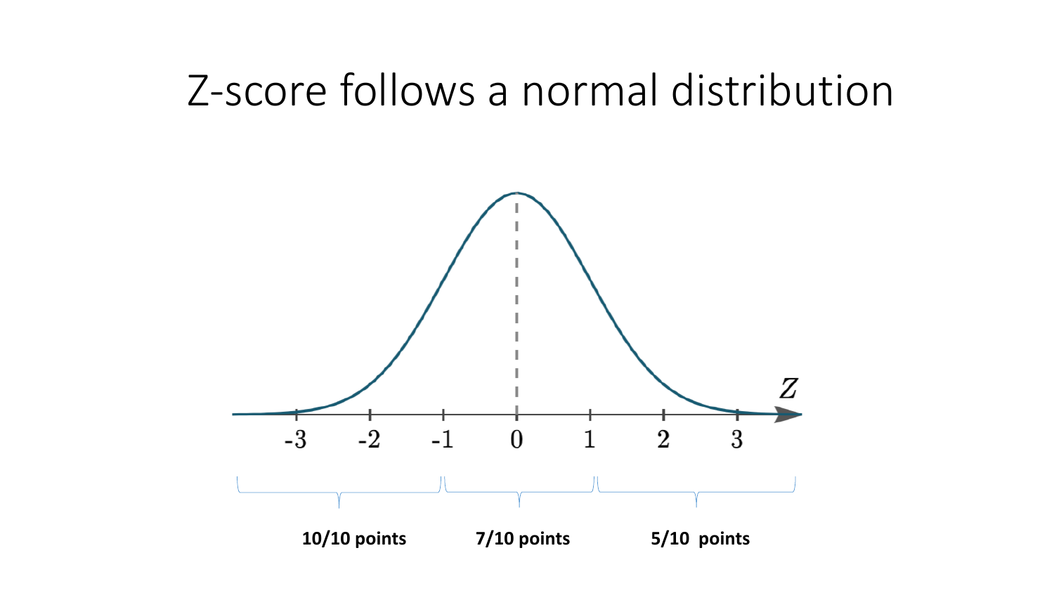# Z-score follows a normal distribution

$Z$

-3 -2 -1 0 1 2 3

**10/10 points** **7/10 points** **5/10 points**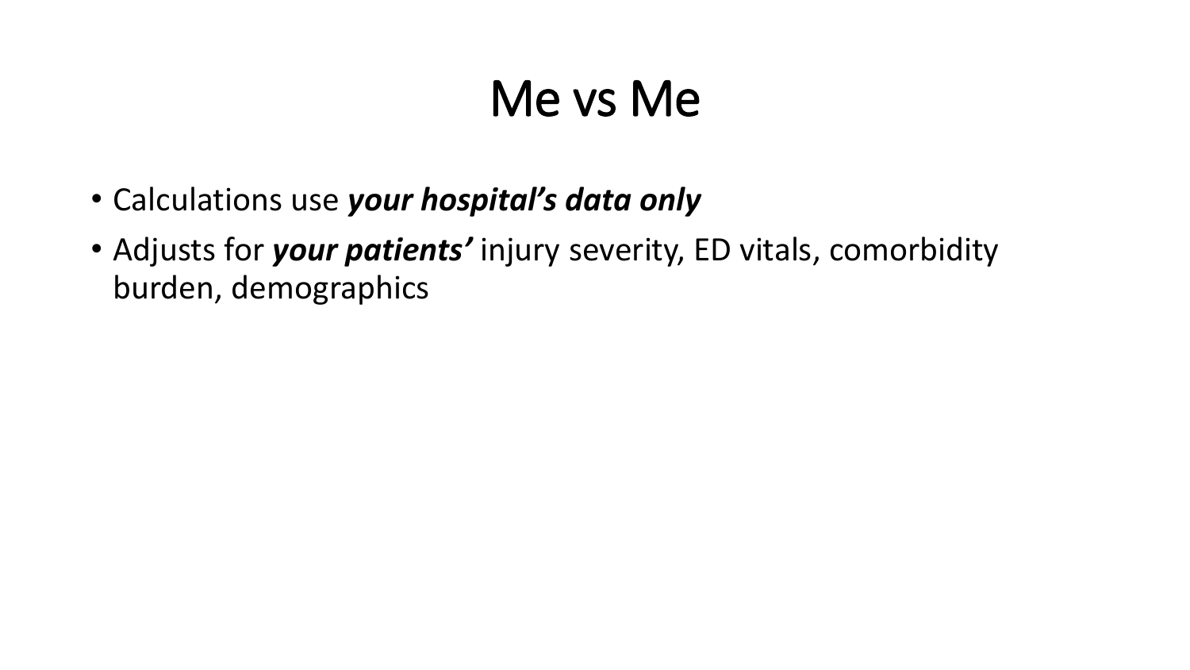# Me vs Me

- Calculations use ***your hospital's data only***
- Adjusts for ***your patients'*** injury severity, ED vitals, comorbidity burden, demographics